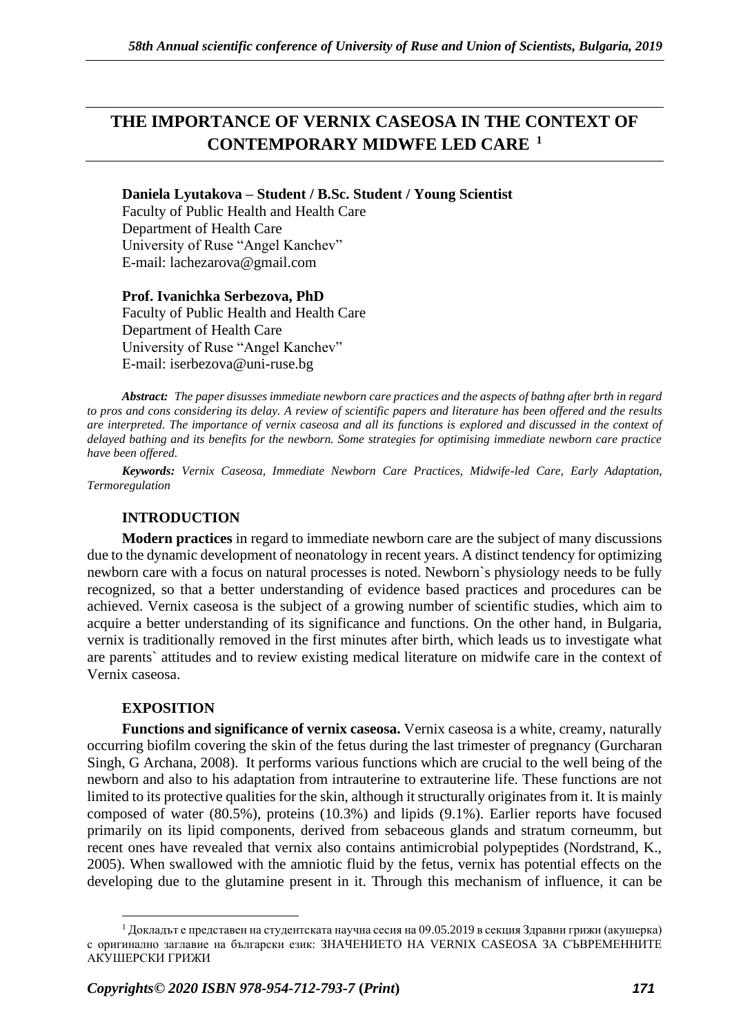# THE IMPORTANCE OF VERNIX CASEOSA IN THE CONTEXT OF CONTEMPORARY MIDWFE LED CARE [1]

**Daniela Lyutakova – Student / B.Sc. Student / Young Scientist**
Faculty of Public Health and Health Care
Department of Health Care
University of Ruse "Angel Kanchev"
E-mail: lachezarova@gmail.com

**Prof. Ivanichka Serbezova, PhD**
Faculty of Public Health and Health Care
Department of Health Care
University of Ruse "Angel Kanchev"
E-mail: iserbezova@uni-ruse.bg

***Abstract:*** *The paper disusses immediate newborn care practices and the aspects of bathng after brth in regard to pros and cons considering its delay. A review of scientific papers and literature has been offered and the results are interpreted. The importance of vernix caseosa and all its functions is explored and discussed in the context of delayed bathing and its benefits for the newborn. Some strategies for optimising immediate newborn care practice have been offered.*

***Keywords:*** *Vernix Caseosa, Immediate Newborn Care Practices, Midwife-led Care, Early Adaptation, Termoregulation*

## INTRODUCTION

**Modern practices** in regard to immediate newborn care are the subject of many discussions due to the dynamic development of neonatology in recent years. A distinct tendency for optimizing newborn care with a focus on natural processes is noted. Newborn`s physiology needs to be fully recognized, so that a better understanding of evidence based practices and procedures can be achieved. Vernix caseosa is the subject of a growing number of scientific studies, which aim to acquire a better understanding of its significance and functions. On the other hand, in Bulgaria, vernix is traditionally removed in the first minutes after birth, which leads us to investigate what are parents` attitudes and to review existing medical literature on midwife care in the context of Vernix caseosa.

## EXPOSITION

**Functions and significance of vernix caseosa.** Vernix caseosa is a white, creamy, naturally occurring biofilm covering the skin of the fetus during the last trimester of pregnancy (Gurcharan Singh, G Archana, 2008). It performs various functions which are crucial to the well being of the newborn and also to his adaptation from intrauterine to extrauterine life. These functions are not limited to its protective qualities for the skin, although it structurally originates from it. It is mainly composed of water (80.5%), proteins (10.3%) and lipids (9.1%). Earlier reports have focused primarily on its lipid components, derived from sebaceous glands and stratum corneumm, but recent ones have revealed that vernix also contains antimicrobial polypeptides (Nordstrand, K., 2005). When swallowed with the amniotic fluid by the fetus, vernix has potential effects on the developing due to the glutamine present in it. Through this mechanism of influence, it can be

[1] Докладът е представен на студентската научна сесия на 09.05.2019 в секция Здравни грижи (акушерка) с оригинално заглавие на български език: ЗНАЧЕНИЕТО НА VERNIX CASEOSA ЗА СЪВРЕМЕННИТЕ АКУШЕРСКИ ГРИЖИ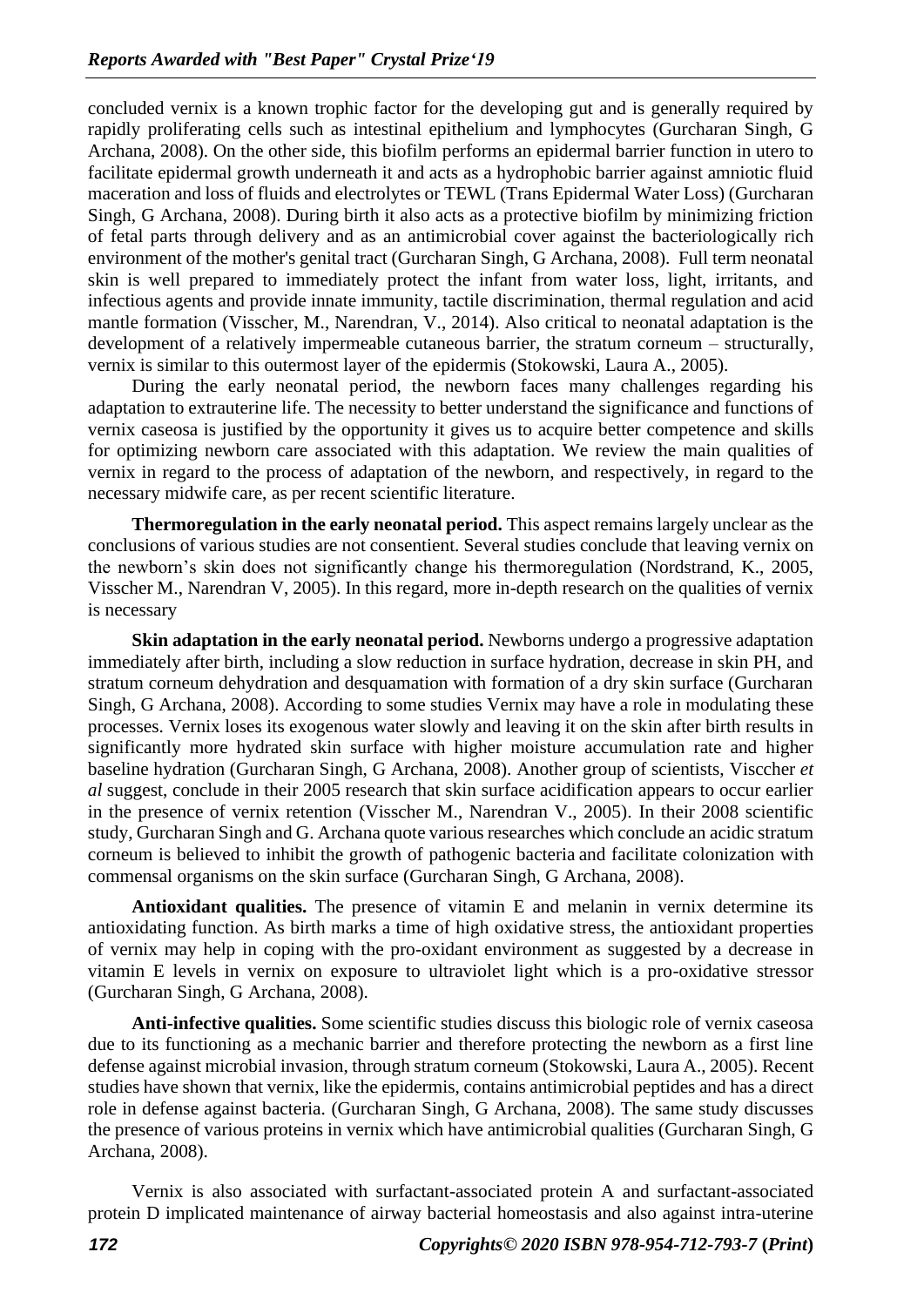concluded vernix is a known trophic factor for the developing gut and is generally required by rapidly proliferating cells such as intestinal epithelium and lymphocytes (Gurcharan Singh, G Archana, 2008). On the other side, this biofilm performs an epidermal barrier function in utero to facilitate epidermal growth underneath it and acts as a hydrophobic barrier against amniotic fluid maceration and loss of fluids and electrolytes or TEWL (Trans Epidermal Water Loss) (Gurcharan Singh, G Archana, 2008). During birth it also acts as a protective biofilm by minimizing friction of fetal parts through delivery and as an antimicrobial cover against the bacteriologically rich environment of the mother's genital tract (Gurcharan Singh, G Archana, 2008). Full term neonatal skin is well prepared to immediately protect the infant from water loss, light, irritants, and infectious agents and provide innate immunity, tactile discrimination, thermal regulation and acid mantle formation (Visscher, M., Narendran, V., 2014). Also critical to neonatal adaptation is the development of a relatively impermeable cutaneous barrier, the stratum corneum – structurally, vernix is similar to this outermost layer of the epidermis (Stokowski, Laura A., 2005).

During the early neonatal period, the newborn faces many challenges regarding his adaptation to extrauterine life. The necessity to better understand the significance and functions of vernix caseosa is justified by the opportunity it gives us to acquire better competence and skills for optimizing newborn care associated with this adaptation. We review the main qualities of vernix in regard to the process of adaptation of the newborn, and respectively, in regard to the necessary midwife care, as per recent scientific literature.

**Thermoregulation in the early neonatal period.** This aspect remains largely unclear as the conclusions of various studies are not consentient. Several studies conclude that leaving vernix on the newborn's skin does not significantly change his thermoregulation (Nordstrand, K., 2005, Visscher M., Narendran V, 2005). In this regard, more in-depth research on the qualities of vernix is necessary

**Skin adaptation in the early neonatal period.** Newborns undergo a progressive adaptation immediately after birth, including a slow reduction in surface hydration, decrease in skin PH, and stratum corneum dehydration and desquamation with formation of a dry skin surface (Gurcharan Singh, G Archana, 2008). According to some studies Vernix may have a role in modulating these processes. Vernix loses its exogenous water slowly and leaving it on the skin after birth results in significantly more hydrated skin surface with higher moisture accumulation rate and higher baseline hydration (Gurcharan Singh, G Archana, 2008). Another group of scientists, Visccher *et al* suggest, conclude in their 2005 research that skin surface acidification appears to occur earlier in the presence of vernix retention (Visscher M., Narendran V., 2005). In their 2008 scientific study, Gurcharan Singh and G. Archana quote various researches which conclude an acidic stratum corneum is believed to inhibit the growth of pathogenic bacteria and facilitate colonization with commensal organisms on the skin surface (Gurcharan Singh, G Archana, 2008).

**Antioxidant qualities.** The presence of vitamin E and melanin in vernix determine its antioxidating function. As birth marks a time of high oxidative stress, the antioxidant properties of vernix may help in coping with the pro-oxidant environment as suggested by a decrease in vitamin E levels in vernix on exposure to ultraviolet light which is a pro-oxidative stressor (Gurcharan Singh, G Archana, 2008).

**Anti-infective qualities.** Some scientific studies discuss this biologic role of vernix caseosa due to its functioning as a mechanic barrier and therefore protecting the newborn as a first line defense against microbial invasion, through stratum corneum (Stokowski, Laura A., 2005). Recent studies have shown that vernix, like the epidermis, contains antimicrobial peptides and has a direct role in defense against bacteria. (Gurcharan Singh, G Archana, 2008). The same study discusses the presence of various proteins in vernix which have antimicrobial qualities (Gurcharan Singh, G Archana, 2008).

Vernix is also associated with surfactant-associated protein A and surfactant-associated protein D implicated maintenance of airway bacterial homeostasis and also against intra-uterine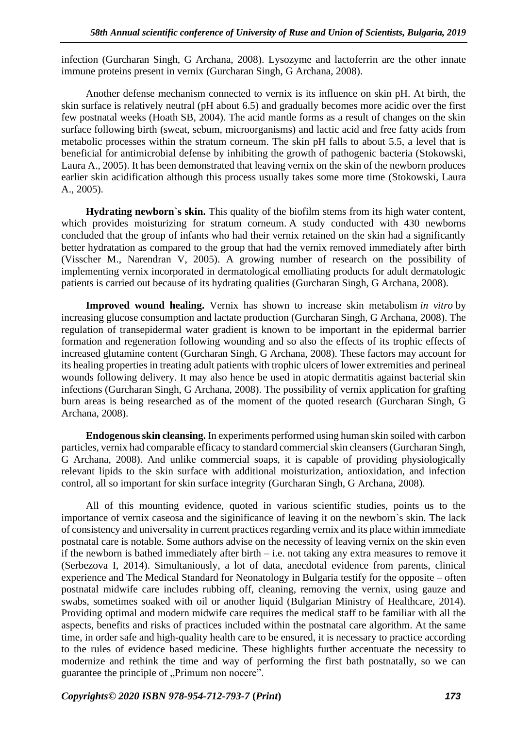infection (Gurcharan Singh, G Archana, 2008). Lysozyme and lactoferrin are the other innate immune proteins present in vernix (Gurcharan Singh, G Archana, 2008).

Another defense mechanism connected to vernix is its influence on skin pH. At birth, the skin surface is relatively neutral (pH about 6.5) and gradually becomes more acidic over the first few postnatal weeks (Hoath SB, 2004). The acid mantle forms as a result of changes on the skin surface following birth (sweat, sebum, microorganisms) and lactic acid and free fatty acids from metabolic processes within the stratum corneum. The skin pH falls to about 5.5, a level that is beneficial for antimicrobial defense by inhibiting the growth of pathogenic bacteria (Stokowski, Laura A., 2005). It has been demonstrated that leaving vernix on the skin of the newborn produces earlier skin acidification although this process usually takes some more time (Stokowski, Laura A., 2005).

**Hydrating newborn`s skin.** This quality of the biofilm stems from its high water content, which provides moisturizing for stratum corneum. A study conducted with 430 newborns concluded that the group of infants who had their vernix retained on the skin had a significantly better hydratation as compared to the group that had the vernix removed immediately after birth (Visscher M., Narendran V, 2005). A growing number of research on the possibility of implementing vernix incorporated in dermatological emolliating products for adult dermatologic patients is carried out because of its hydrating qualities (Gurcharan Singh, G Archana, 2008).

**Improved wound healing.** Vernix has shown to increase skin metabolism *in vitro* by increasing glucose consumption and lactate production (Gurcharan Singh, G Archana, 2008). The regulation of transepidermal water gradient is known to be important in the epidermal barrier formation and regeneration following wounding and so also the effects of its trophic effects of increased glutamine content (Gurcharan Singh, G Archana, 2008). These factors may account for its healing properties in treating adult patients with trophic ulcers of lower extremities and perineal wounds following delivery. It may also hence be used in atopic dermatitis against bacterial skin infections (Gurcharan Singh, G Archana, 2008). The possibility of vernix application for grafting burn areas is being researched as of the moment of the quoted research (Gurcharan Singh, G Archana, 2008).

**Endogenous skin cleansing.** In experiments performed using human skin soiled with carbon particles, vernix had comparable efficacy to standard commercial skin cleansers (Gurcharan Singh, G Archana, 2008). And unlike commercial soaps, it is capable of providing physiologically relevant lipids to the skin surface with additional moisturization, antioxidation, and infection control, all so important for skin surface integrity (Gurcharan Singh, G Archana, 2008).

All of this mounting evidence, quoted in various scientific studies, points us to the importance of vernix caseosa and the siginificance of leaving it on the newborn`s skin. The lack of consistency and universality in current practices regarding vernix and its place within immediate postnatal care is notable. Some authors advise on the necessity of leaving vernix on the skin even if the newborn is bathed immediately after birth – i.e. not taking any extra measures to remove it (Serbezova I, 2014). Simultaniously, a lot of data, anecdotal evidence from parents, clinical experience and The Medical Standard for Neonatology in Bulgaria testify for the opposite – often postnatal midwife care includes rubbing off, cleaning, removing the vernix, using gauze and swabs, sometimes soaked with oil or another liquid (Bulgarian Ministry of Healthcare, 2014). Providing optimal and modern midwife care requires the medical staff to be familiar with all the aspects, benefits and risks of practices included within the postnatal care algorithm. At the same time, in order safe and high-quality health care to be ensured, it is necessary to practice according to the rules of evidence based medicine. These highlights further accentuate the necessity to modernize and rethink the time and way of performing the first bath postnatally, so we can guarantee the principle of „Primum non nocere".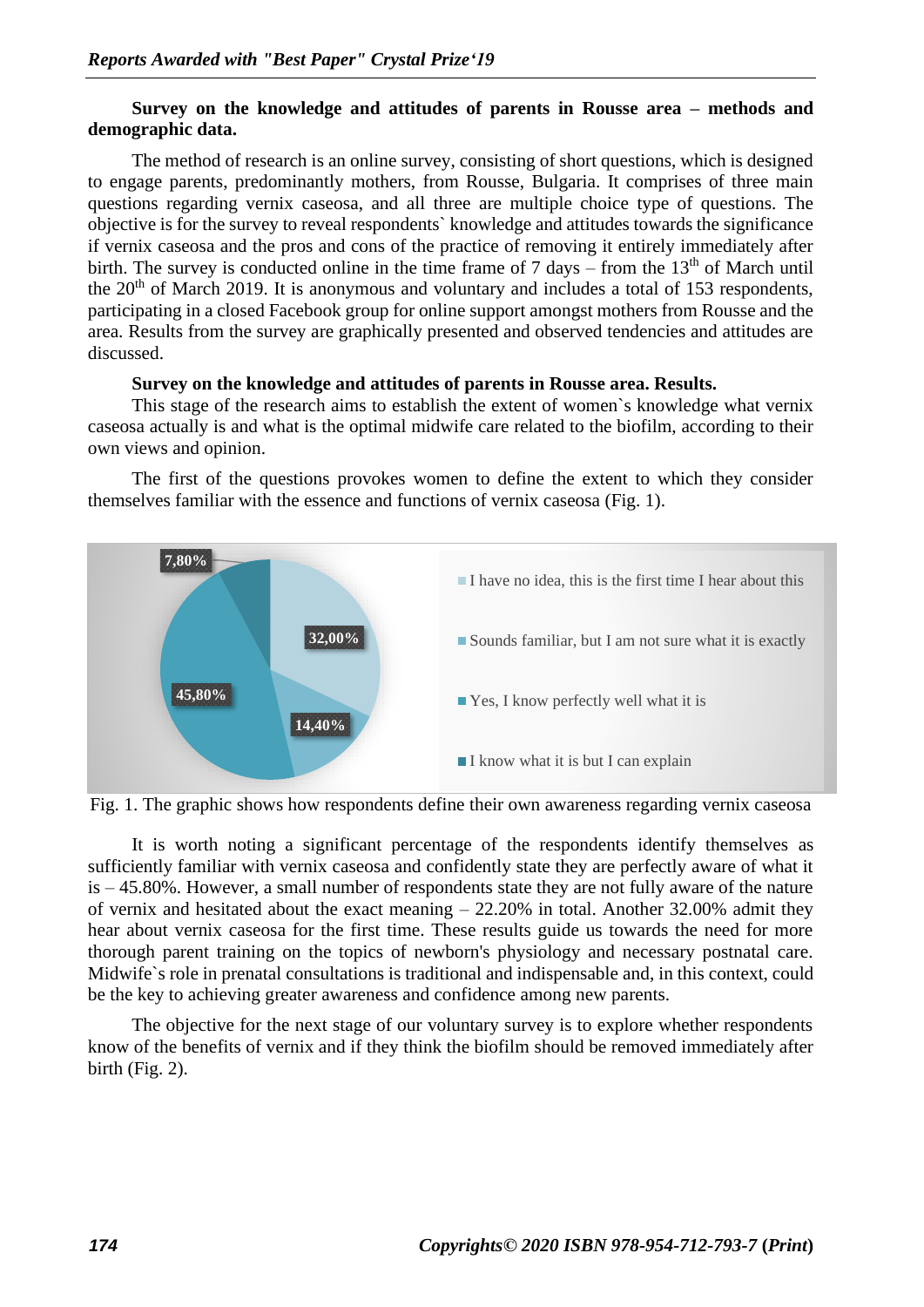**Survey on the knowledge and attitudes of parents in Rousse area – methods and demographic data.**

The method of research is an online survey, consisting of short questions, which is designed to engage parents, predominantly mothers, from Rousse, Bulgaria. It comprises of three main questions regarding vernix caseosa, and all three are multiple choice type of questions. The objective is for the survey to reveal respondents` knowledge and attitudes towards the significance if vernix caseosa and the pros and cons of the practice of removing it entirely immediately after birth. The survey is conducted online in the time frame of 7 days – from the 13th of March until the 20th of March 2019. It is anonymous and voluntary and includes a total of 153 respondents, participating in a closed Facebook group for online support amongst mothers from Rousse and the area. Results from the survey are graphically presented and observed tendencies and attitudes are discussed.

**Survey on the knowledge and attitudes of parents in Rousse area. Results.**

This stage of the research aims to establish the extent of women`s knowledge what vernix caseosa actually is and what is the optimal midwife care related to the biofilm, according to their own views and opinion.

The first of the questions provokes women to define the extent to which they consider themselves familiar with the essence and functions of vernix caseosa (Fig. 1).

| Response | Share |
|---|---|
| I have no idea, this is the first time I hear about this | 32,00% |
| Sounds familiar, but I am not sure what it is exactly | 14,40% |
| Yes, I know perfectly well what it is | 45,80% |
| I know what it is but I can explain | 7,80% |

Fig. 1. The graphic shows how respondents define their own awareness regarding vernix caseosa

It is worth noting a significant percentage of the respondents identify themselves as sufficiently familiar with vernix caseosa and confidently state they are perfectly aware of what it is – 45.80%. However, a small number of respondents state they are not fully aware of the nature of vernix and hesitated about the exact meaning – 22.20% in total. Another 32.00% admit they hear about vernix caseosa for the first time. These results guide us towards the need for more thorough parent training on the topics of newborn's physiology and necessary postnatal care. Midwife`s role in prenatal consultations is traditional and indispensable and, in this context, could be the key to achieving greater awareness and confidence among new parents.

The objective for the next stage of our voluntary survey is to explore whether respondents know of the benefits of vernix and if they think the biofilm should be removed immediately after birth (Fig. 2).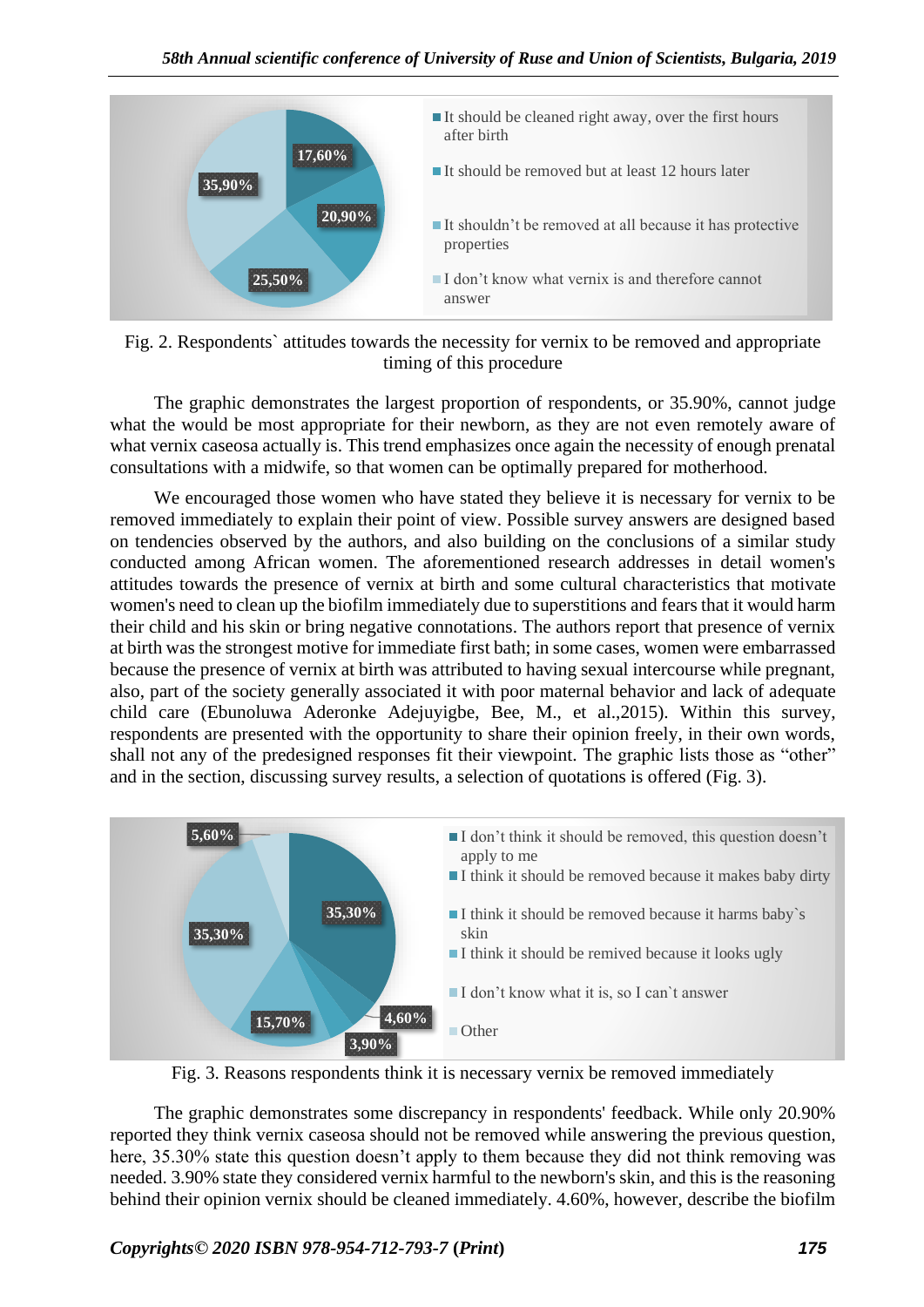Fig. 2. Respondents` attitudes towards the necessity for vernix to be removed and appropriate timing of this procedure

The graphic demonstrates the largest proportion of respondents, or 35.90%, cannot judge what the would be most appropriate for their newborn, as they are not even remotely aware of what vernix caseosa actually is. This trend emphasizes once again the necessity of enough prenatal consultations with a midwife, so that women can be optimally prepared for motherhood.

We encouraged those women who have stated they believe it is necessary for vernix to be removed immediately to explain their point of view. Possible survey answers are designed based on tendencies observed by the authors, and also building on the conclusions of a similar study conducted among African women. The aforementioned research addresses in detail women's attitudes towards the presence of vernix at birth and some cultural characteristics that motivate women's need to clean up the biofilm immediately due to superstitions and fears that it would harm their child and his skin or bring negative connotations. The authors report that presence of vernix at birth was the strongest motive for immediate first bath; in some cases, women were embarrassed because the presence of vernix at birth was attributed to having sexual intercourse while pregnant, also, part of the society generally associated it with poor maternal behavior and lack of adequate child care (Ebunoluwa Aderonke Adejuyigbe, Bee, M., et al.,2015). Within this survey, respondents are presented with the opportunity to share their opinion freely, in their own words, shall not any of the predesigned responses fit their viewpoint. The graphic lists those as "other" and in the section, discussing survey results, a selection of quotations is offered (Fig. 3).

Fig. 3. Reasons respondents think it is necessary vernix be removed immediately

The graphic demonstrates some discrepancy in respondents' feedback. While only 20.90% reported they think vernix caseosa should not be removed while answering the previous question, here, 35.30% state this question doesn't apply to them because they did not think removing was needed. 3.90% state they considered vernix harmful to the newborn's skin, and this is the reasoning behind their opinion vernix should be cleaned immediately. 4.60%, however, describe the biofilm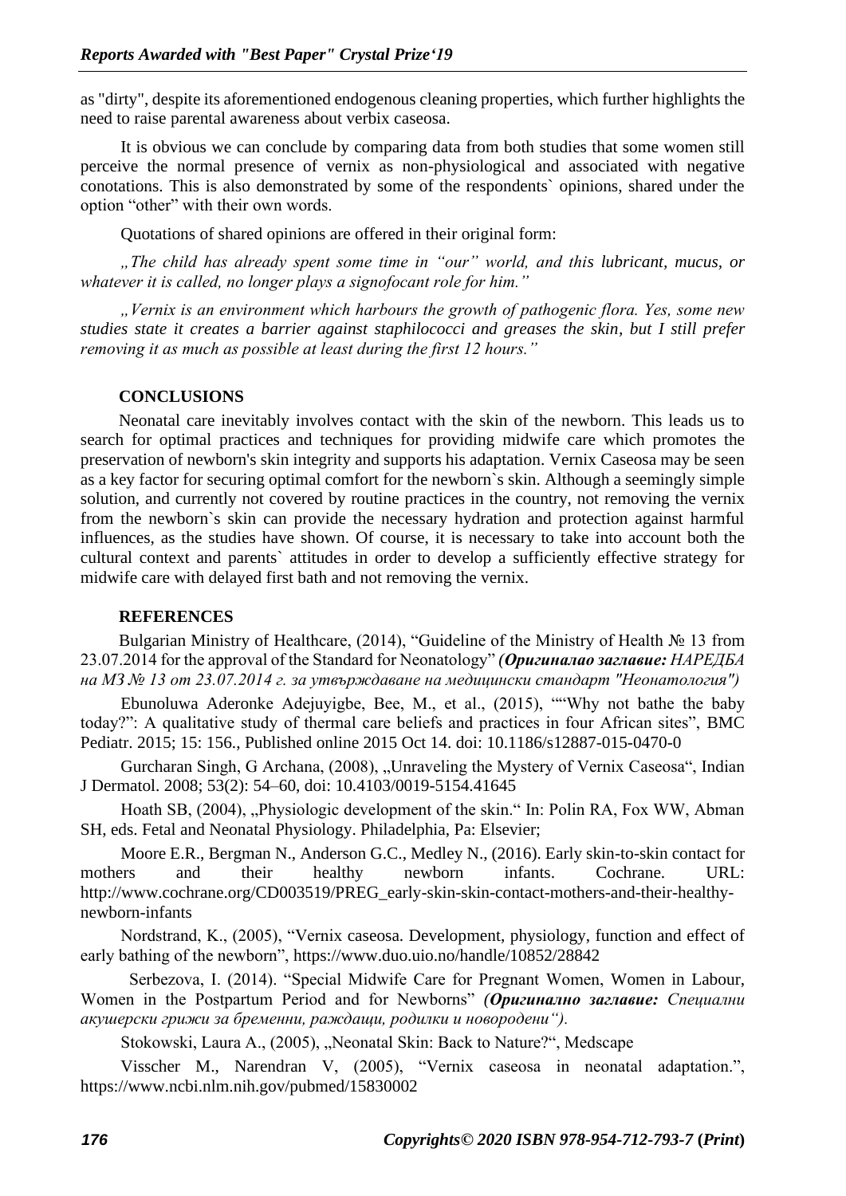as "dirty", despite its aforementioned endogenous cleaning properties, which further highlights the need to raise parental awareness about verbix caseosa.

It is obvious we can conclude by comparing data from both studies that some women still perceive the normal presence of vernix as non-physiological and associated with negative conotations. This is also demonstrated by some of the respondents` opinions, shared under the option "other" with their own words.

Quotations of shared opinions are offered in their original form:

*„The child has already spent some time in "our" world, and this lubricant, mucus, or whatever it is called, no longer plays a signofocant role for him."*

*„Vernix is an environment which harbours the growth of pathogenic flora. Yes, some new studies state it creates a barrier against staphilococci and greases the skin, but I still prefer removing it as much as possible at least during the first 12 hours."*

## CONCLUSIONS

Neonatal care inevitably involves contact with the skin of the newborn. This leads us to search for optimal practices and techniques for providing midwife care which promotes the preservation of newborn's skin integrity and supports his adaptation. Vernix Caseosa may be seen as a key factor for securing optimal comfort for the newborn`s skin. Although a seemingly simple solution, and currently not covered by routine practices in the country, not removing the vernix from the newborn`s skin can provide the necessary hydration and protection against harmful influences, as the studies have shown. Of course, it is necessary to take into account both the cultural context and parents` attitudes in order to develop a sufficiently effective strategy for midwife care with delayed first bath and not removing the vernix.

## REFERENCES

Bulgarian Ministry of Healthcare, (2014), "Guideline of the Ministry of Health № 13 from 23.07.2014 for the approval of the Standard for Neonatology" *(**Оригиналао заглавие:** НАРЕДБА на МЗ № 13 от 23.07.2014 г. за утвърждаване на медицински стандарт "Неонатология")*

Ebunoluwa Aderonke Adejuyigbe, Bee, M., et al., (2015), ""Why not bathe the baby today?": A qualitative study of thermal care beliefs and practices in four African sites", BMC Pediatr. 2015; 15: 156., Published online 2015 Oct 14. doi: 10.1186/s12887-015-0470-0

Gurcharan Singh, G Archana, (2008), „Unraveling the Mystery of Vernix Caseosa", Indian J Dermatol. 2008; 53(2): 54–60, doi: 10.4103/0019-5154.41645

Hoath SB, (2004), „Physiologic development of the skin." In: Polin RA, Fox WW, Abman SH, eds. Fetal and Neonatal Physiology. Philadelphia, Pa: Elsevier;

Moore E.R., Bergman N., Anderson G.C., Medley N., (2016). Early skin-to-skin contact for mothers and their healthy newborn infants. Cochrane. URL: http://www.cochrane.org/CD003519/PREG_early-skin-skin-contact-mothers-and-their-healthy-newborn-infants

Nordstrand, K., (2005), "Vernix caseosa. Development, physiology, function and effect of early bathing of the newborn", https://www.duo.uio.no/handle/10852/28842

Serbezova, I. (2014). "Special Midwife Care for Pregnant Women, Women in Labour, Women in the Postpartum Period and for Newborns" *(**Оригинално заглавие:** Специални акушерски грижи за бременни, раждащи, родилки и новородени").*

Stokowski, Laura A., (2005), „Neonatal Skin: Back to Nature?", Medscape

Visscher M., Narendran V, (2005), "Vernix caseosa in neonatal adaptation.", https://www.ncbi.nlm.nih.gov/pubmed/15830002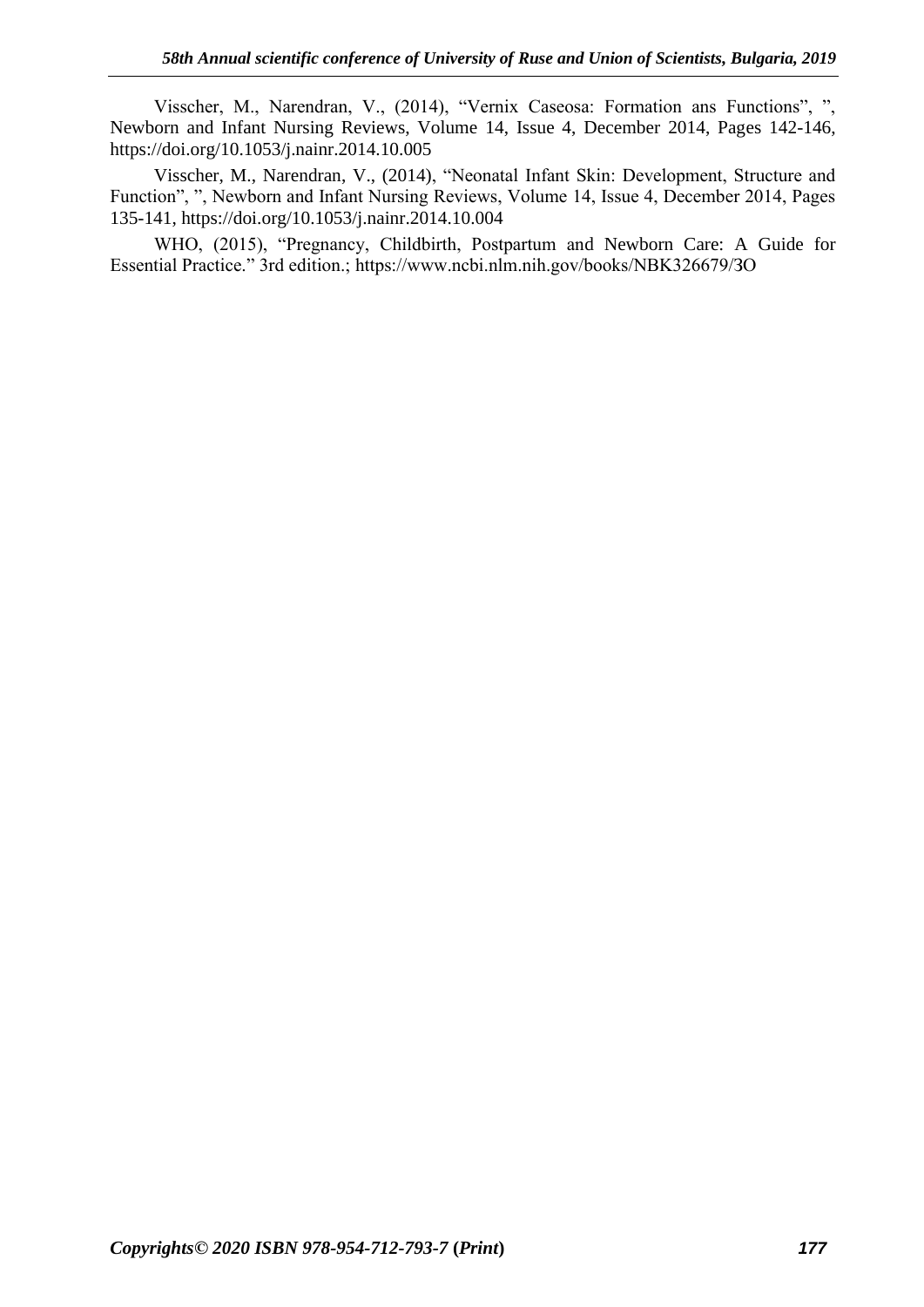Visscher, M., Narendran, V., (2014), "Vernix Caseosa: Formation ans Functions", ", Newborn and Infant Nursing Reviews, Volume 14, Issue 4, December 2014, Pages 142-146, https://doi.org/10.1053/j.nainr.2014.10.005

Visscher, M., Narendran, V., (2014), "Neonatal Infant Skin: Development, Structure and Function", ", Newborn and Infant Nursing Reviews, Volume 14, Issue 4, December 2014, Pages 135-141, https://doi.org/10.1053/j.nainr.2014.10.004

WHO, (2015), "Pregnancy, Childbirth, Postpartum and Newborn Care: A Guide for Essential Practice." 3rd edition.; https://www.ncbi.nlm.nih.gov/books/NBK326679/3O